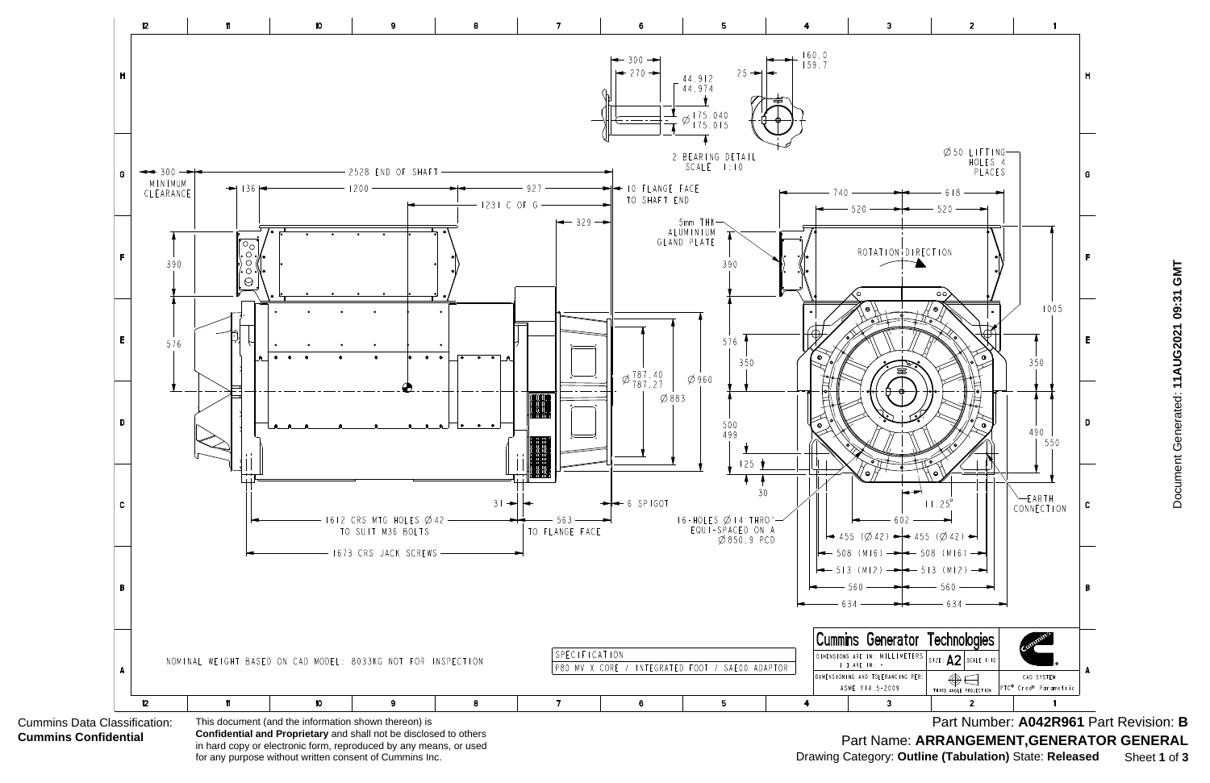## 2 BEARING DETAIL
SCALE 1:10

300
270
44.912
44.974
Ø 175.040
175.015
25
160.0
159.7

300 MINIMUM CLEARANCE
2528 END OF SHAFT
136
1200
927
10 FLANGE FACE TO SHAFT END
1231 C OF G
329
5mm THK ALUMINIUM GLAND PLATE
390
576
Ø 787.40
787.27
Ø 960
Ø 883
31
6 SPIGOT
1612 CRS MTG HOLES Ø 42 TO SUIT M36 BOLTS
563 TO FLANGE FACE
1673 CRS JACK SCREWS

Ø 50 LIFTING HOLES 4 PLACES
740
618
520
520
ROTATION DIRECTION
390
1005
576
350
350
500
499
490
550
125
30
11.25°
16-HOLES Ø 14 THRO' EQUI-SPACED ON A Ø 850.9 PCD
602
EARTH CONNECTION
455 (Ø 42)
455 (Ø 42)
508 (M16)
508 (M16)
513 (M12)
513 (M12)
560
560
634
634

NOMINAL WEIGHT BASED ON CAD MODEL: 8033KG NOT FOR INSPECTION

| SPECIFICATION |
| --- |
| P80 MV X CORE / INTEGRATED FOOT / SAE00 ADAPTOR |

**Cummins Generator Technologies**

DIMENSIONS ARE IN: MILLIMETERS
( ) ARE IN: -
SIZE: A2
SCALE: 1:10
DIMENSIONING AND TOLERANCING PER: ASME Y14.5-2009
THIRD ANGLE PROJECTION
CAD SYSTEM
PTC® Creo® Parametric

Document Generated: **11AUG2021 09:31 GMT**

Cummins Data Classification:
**Cummins Confidential**

This document (and the information shown thereon) is **Confidential and Proprietary** and shall not be disclosed to others in hard copy or electronic form, reproduced by any means, or used for any purpose without written consent of Cummins Inc.

Part Number: **A042R961** Part Revision: **B**
Part Name: **ARRANGEMENT,GENERATOR GENERAL**
Drawing Category: **Outline (Tabulation)** State: **Released**
Sheet **1** of **3**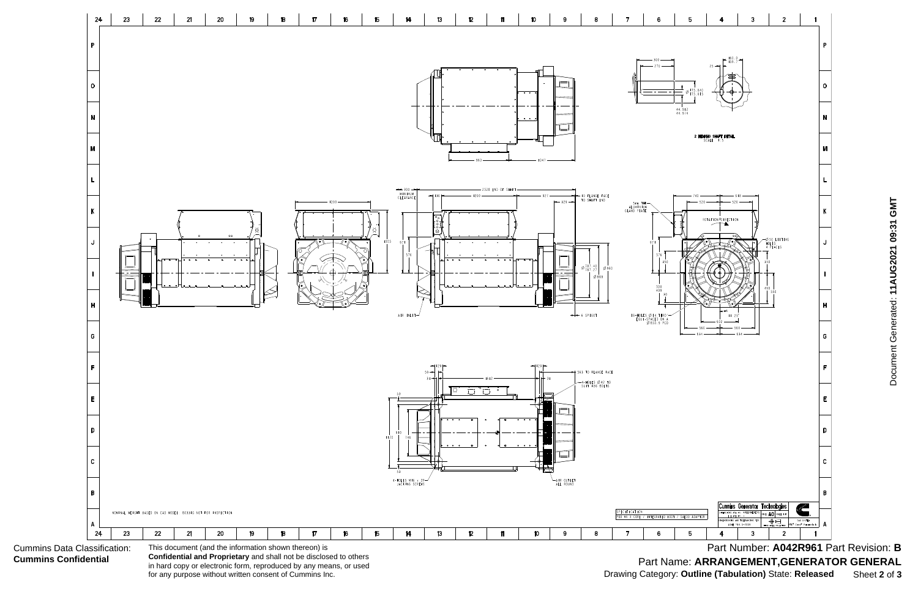2 BEARING SHAFT DETAIL
SCALE 1:5

NOMINAL WEIGHT BASED ON CAD MODEL. 1503340 NOT FOR INSPECTION

SPECIFICATION
P80 MK X CONF / INTEGRATED FOOT / SAE00 ADAPTOR

Cummins Generator Technologies

Cummins Data Classification:
**Cummins Confidential**

This document (and the information shown thereon) is **Confidential and Proprietary** and shall not be disclosed to others in hard copy or electronic form, reproduced by any means, or used for any purpose without written consent of Cummins Inc.

Part Number: **A042R961** Part Revision: **B**

Part Name: **ARRANGEMENT,GENERATOR GENERAL**

Drawing Category: **Outline (Tabulation)** State: **Released**

Document Generated: **11AUG2021 09:31 GMT**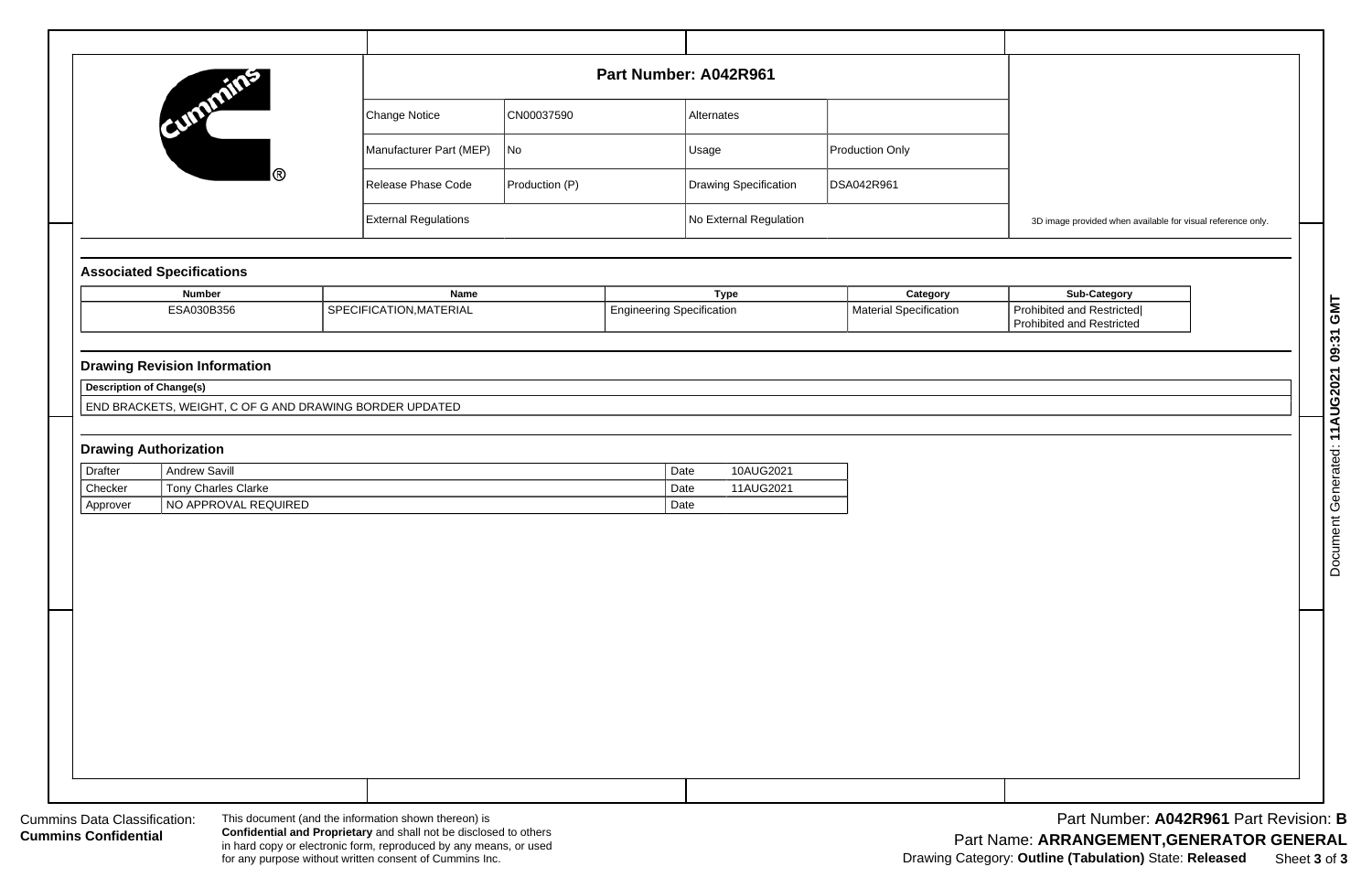## Part Number: A042R961

| | | | |
|---|---|---|---|
| Change Notice | CN00037590 | Alternates | |
| Manufacturer Part (MEP) | No | Usage | Production Only |
| Release Phase Code | Production (P) | Drawing Specification | DSA042R961 |
| External Regulations | | No External Regulation | |

3D image provided when available for visual reference only.

### Associated Specifications

| Number | Name | Type | Category | Sub-Category |
|---|---|---|---|---|
| ESA030B356 | SPECIFICATION,MATERIAL | Engineering Specification | Material Specification | Prohibited and Restricted\| Prohibited and Restricted |

### Drawing Revision Information

| Description of Change(s) |
|---|
| END BRACKETS, WEIGHT, C OF G AND DRAWING BORDER UPDATED |

### Drawing Authorization

| | | | |
|---|---|---|---|
| Drafter | Andrew Savill | Date | 10AUG2021 |
| Checker | Tony Charles Clarke | Date | 11AUG2021 |
| Approver | NO APPROVAL REQUIRED | Date | |

Document Generated: **11AUG2021 09:31 GMT**

Cummins Data Classification: **Cummins Confidential**

This document (and the information shown thereon) is **Confidential and Proprietary** and shall not be disclosed to others in hard copy or electronic form, reproduced by any means, or used for any purpose without written consent of Cummins Inc.

Part Number: **A042R961** Part Revision: **B**

Part Name: **ARRANGEMENT,GENERATOR GENERAL**

Drawing Category: **Outline (Tabulation)** State: **Released**